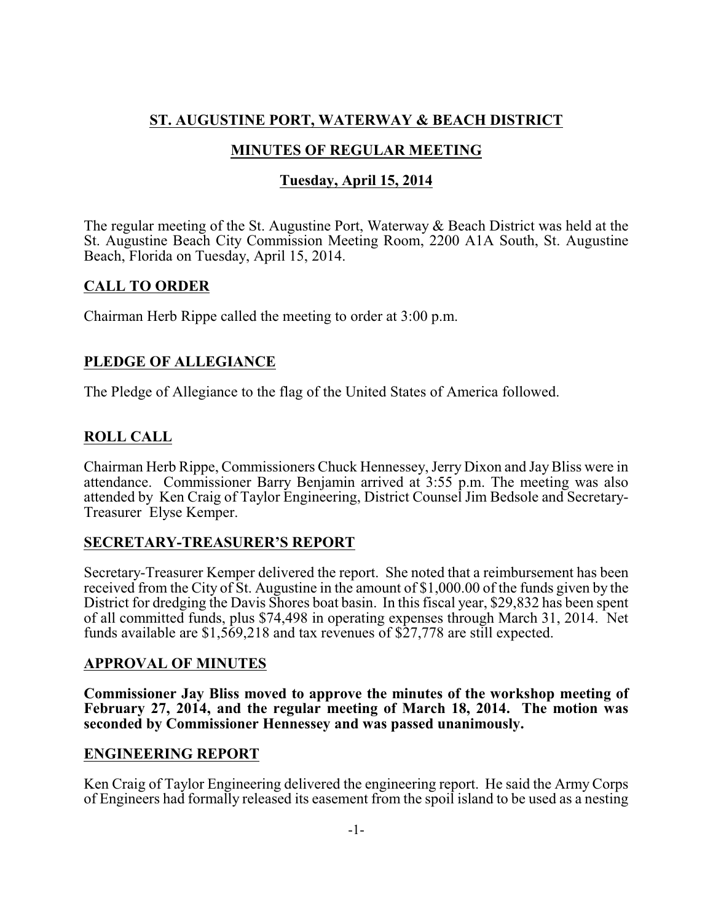# ST. AUGUSTINE PORT, WATERWAY & BEACH DISTRICT

## MINUTES OF REGULAR MEETING

### Tuesday, April 15, 2014

The regular meeting of the St. Augustine Port, Waterway & Beach District was held at the St. Augustine Beach City Commission Meeting Room, 2200 A1A South, St. Augustine Beach, Florida on Tuesday, April 15, 2014.

## CALL TO ORDER

Chairman Herb Rippe called the meeting to order at 3:00 p.m.

## PLEDGE OF ALLEGIANCE

The Pledge of Allegiance to the flag of the United States of America followed.

## ROLL CALL

Chairman Herb Rippe, Commissioners Chuck Hennessey, Jerry Dixon and Jay Bliss were in attendance. Commissioner Barry Benjamin arrived at 3:55 p.m. The meeting was also attended by Ken Craig of Taylor Engineering, District Counsel Jim Bedsole and Secretary-Treasurer Elyse Kemper.

## SECRETARY-TREASURER'S REPORT

Secretary-Treasurer Kemper delivered the report. She noted that a reimbursement has been received from the City of St. Augustine in the amount of $1,000.00 of the funds given by the District for dredging the Davis Shores boat basin. In this fiscal year, $29,832 has been spent of all committed funds, plus $74,498 in operating expenses through March 31, 2014. Net funds available are $1,569,218 and tax revenues of $27,778 are still expected.

## APPROVAL OF MINUTES

**Commissioner Jay Bliss moved to approve the minutes of the workshop meeting of February 27, 2014, and the regular meeting of March 18, 2014. The motion was seconded by Commissioner Hennessey and was passed unanimously.**

## ENGINEERING REPORT

Ken Craig of Taylor Engineering delivered the engineering report. He said the Army Corps of Engineers had formally released its easement from the spoil island to be used as a nesting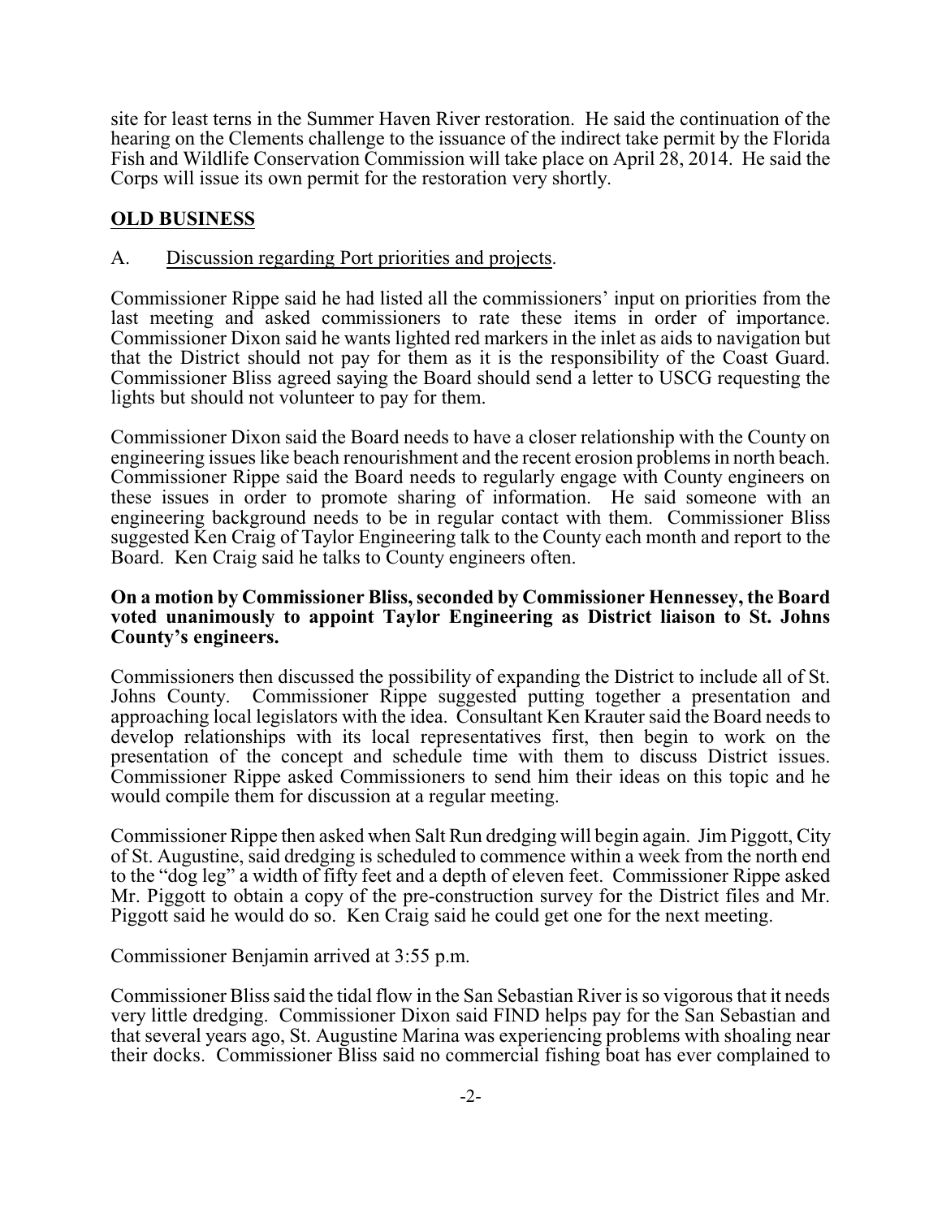site for least terns in the Summer Haven River restoration. He said the continuation of the hearing on the Clements challenge to the issuance of the indirect take permit by the Florida Fish and Wildlife Conservation Commission will take place on April 28, 2014. He said the Corps will issue its own permit for the restoration very shortly.

## OLD BUSINESS

A. Discussion regarding Port priorities and projects.

Commissioner Rippe said he had listed all the commissioners' input on priorities from the last meeting and asked commissioners to rate these items in order of importance. Commissioner Dixon said he wants lighted red markers in the inlet as aids to navigation but that the District should not pay for them as it is the responsibility of the Coast Guard. Commissioner Bliss agreed saying the Board should send a letter to USCG requesting the lights but should not volunteer to pay for them.

Commissioner Dixon said the Board needs to have a closer relationship with the County on engineering issues like beach renourishment and the recent erosion problems in north beach. Commissioner Rippe said the Board needs to regularly engage with County engineers on these issues in order to promote sharing of information. He said someone with an engineering background needs to be in regular contact with them. Commissioner Bliss suggested Ken Craig of Taylor Engineering talk to the County each month and report to the Board. Ken Craig said he talks to County engineers often.

**On a motion by Commissioner Bliss, seconded by Commissioner Hennessey, the Board voted unanimously to appoint Taylor Engineering as District liaison to St. Johns County's engineers.**

Commissioners then discussed the possibility of expanding the District to include all of St. Johns County. Commissioner Rippe suggested putting together a presentation and approaching local legislators with the idea. Consultant Ken Krauter said the Board needs to develop relationships with its local representatives first, then begin to work on the presentation of the concept and schedule time with them to discuss District issues. Commissioner Rippe asked Commissioners to send him their ideas on this topic and he would compile them for discussion at a regular meeting.

Commissioner Rippe then asked when Salt Run dredging will begin again. Jim Piggott, City of St. Augustine, said dredging is scheduled to commence within a week from the north end to the "dog leg" a width of fifty feet and a depth of eleven feet. Commissioner Rippe asked Mr. Piggott to obtain a copy of the pre-construction survey for the District files and Mr. Piggott said he would do so. Ken Craig said he could get one for the next meeting.

Commissioner Benjamin arrived at 3:55 p.m.

Commissioner Bliss said the tidal flow in the San Sebastian River is so vigorous that it needs very little dredging. Commissioner Dixon said FIND helps pay for the San Sebastian and that several years ago, St. Augustine Marina was experiencing problems with shoaling near their docks. Commissioner Bliss said no commercial fishing boat has ever complained to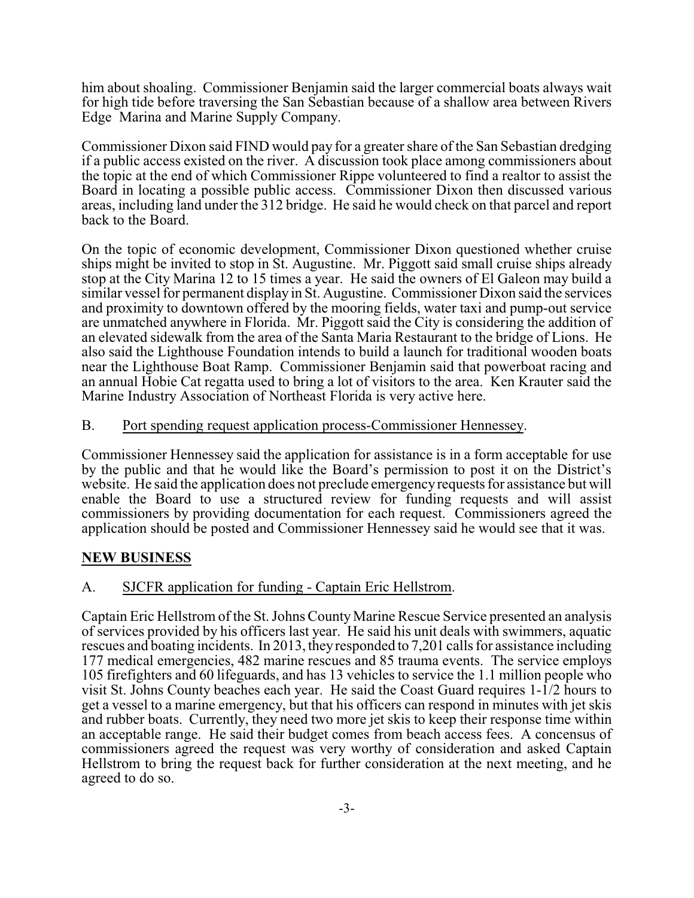him about shoaling. Commissioner Benjamin said the larger commercial boats always wait for high tide before traversing the San Sebastian because of a shallow area between Rivers Edge Marina and Marine Supply Company.

Commissioner Dixon said FIND would pay for a greater share of the San Sebastian dredging if a public access existed on the river. A discussion took place among commissioners about the topic at the end of which Commissioner Rippe volunteered to find a realtor to assist the Board in locating a possible public access. Commissioner Dixon then discussed various areas, including land under the 312 bridge. He said he would check on that parcel and report back to the Board.

On the topic of economic development, Commissioner Dixon questioned whether cruise ships might be invited to stop in St. Augustine. Mr. Piggott said small cruise ships already stop at the City Marina 12 to 15 times a year. He said the owners of El Galeon may build a similar vessel for permanent display in St. Augustine. Commissioner Dixon said the services and proximity to downtown offered by the mooring fields, water taxi and pump-out service are unmatched anywhere in Florida. Mr. Piggott said the City is considering the addition of an elevated sidewalk from the area of the Santa Maria Restaurant to the bridge of Lions. He also said the Lighthouse Foundation intends to build a launch for traditional wooden boats near the Lighthouse Boat Ramp. Commissioner Benjamin said that powerboat racing and an annual Hobie Cat regatta used to bring a lot of visitors to the area. Ken Krauter said the Marine Industry Association of Northeast Florida is very active here.

B. <u>Port spending request application process-Commissioner Hennessey</u>.

Commissioner Hennessey said the application for assistance is in a form acceptable for use by the public and that he would like the Board's permission to post it on the District's website. He said the application does not preclude emergency requests for assistance but will enable the Board to use a structured review for funding requests and will assist commissioners by providing documentation for each request. Commissioners agreed the application should be posted and Commissioner Hennessey said he would see that it was.

## NEW BUSINESS

A. <u>SJCFR application for funding - Captain Eric Hellstrom</u>.

Captain Eric Hellstrom of the St. Johns County Marine Rescue Service presented an analysis of services provided by his officers last year. He said his unit deals with swimmers, aquatic rescues and boating incidents. In 2013, they responded to 7,201 calls for assistance including 177 medical emergencies, 482 marine rescues and 85 trauma events. The service employs 105 firefighters and 60 lifeguards, and has 13 vehicles to service the 1.1 million people who visit St. Johns County beaches each year. He said the Coast Guard requires 1-1/2 hours to get a vessel to a marine emergency, but that his officers can respond in minutes with jet skis and rubber boats. Currently, they need two more jet skis to keep their response time within an acceptable range. He said their budget comes from beach access fees. A concensus of commissioners agreed the request was very worthy of consideration and asked Captain Hellstrom to bring the request back for further consideration at the next meeting, and he agreed to do so.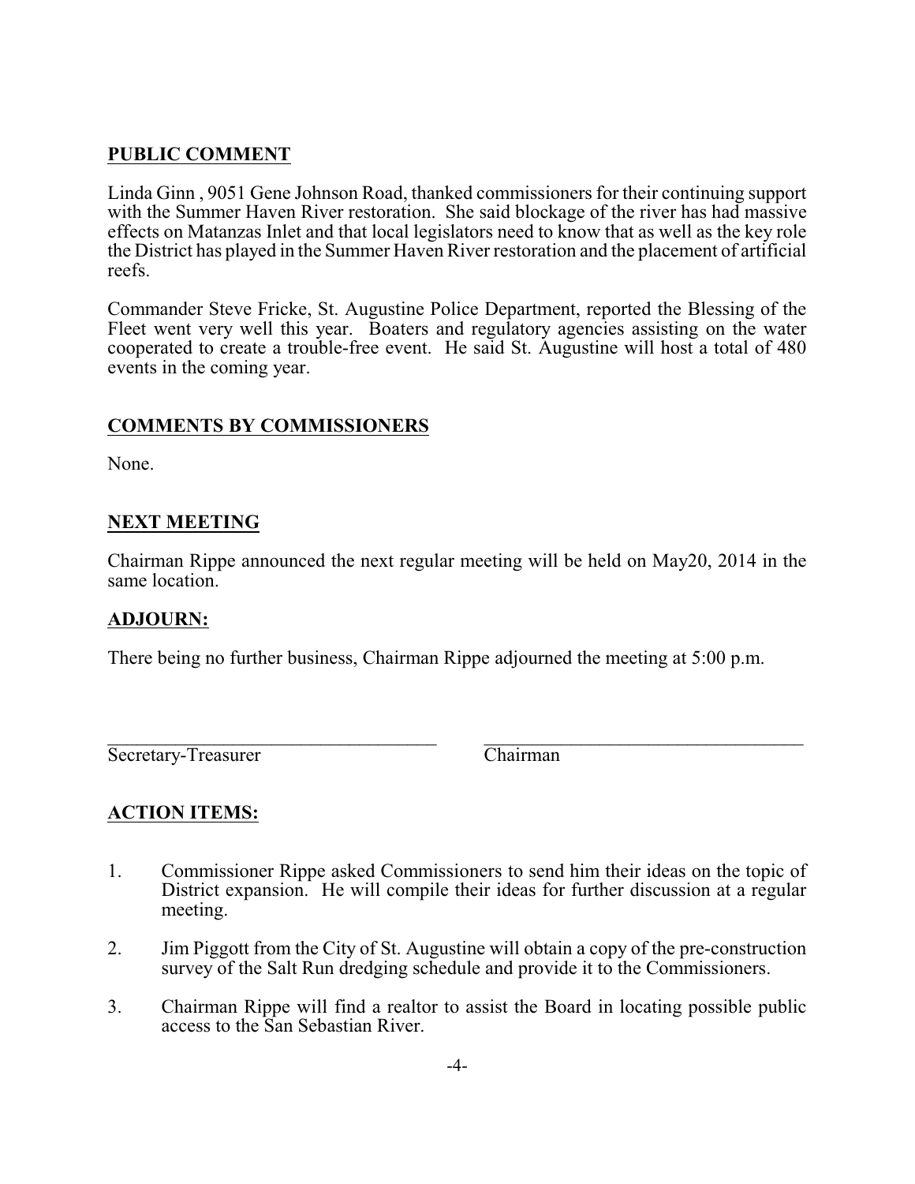## PUBLIC COMMENT

Linda Ginn , 9051 Gene Johnson Road, thanked commissioners for their continuing support with the Summer Haven River restoration. She said blockage of the river has had massive effects on Matanzas Inlet and that local legislators need to know that as well as the key role the District has played in the Summer Haven River restoration and the placement of artificial reefs.

Commander Steve Fricke, St. Augustine Police Department, reported the Blessing of the Fleet went very well this year. Boaters and regulatory agencies assisting on the water cooperated to create a trouble-free event. He said St. Augustine will host a total of 480 events in the coming year.

## COMMENTS BY COMMISSIONERS

None.

## NEXT MEETING

Chairman Rippe announced the next regular meeting will be held on May20, 2014 in the same location.

## ADJOURN:

There being no further business, Chairman Rippe adjourned the meeting at 5:00 p.m.

\_\_\_\_\_\_\_\_\_\_\_\_\_\_\_\_\_\_\_\_\_\_\_\_\_\_\_\_\_\_\_\_\_\_\_\_ \_\_\_\_\_\_\_\_\_\_\_\_\_\_\_\_\_\_\_\_\_\_\_\_\_\_\_\_\_\_\_\_\_\_\_\_

Secretary-Treasurer Chairman

## ACTION ITEMS:

1. Commissioner Rippe asked Commissioners to send him their ideas on the topic of District expansion. He will compile their ideas for further discussion at a regular meeting.
2. Jim Piggott from the City of St. Augustine will obtain a copy of the pre-construction survey of the Salt Run dredging schedule and provide it to the Commissioners.
3. Chairman Rippe will find a realtor to assist the Board in locating possible public access to the San Sebastian River.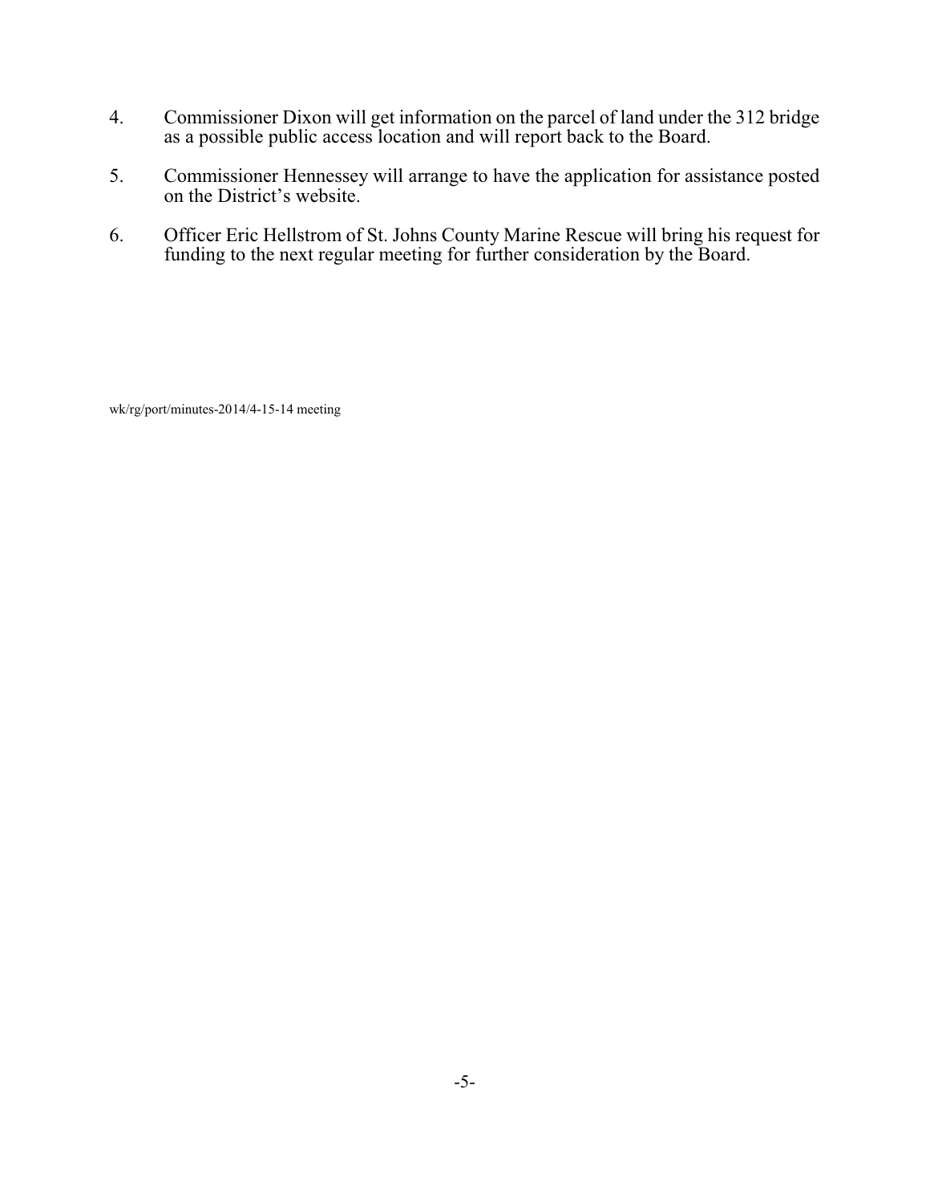4. Commissioner Dixon will get information on the parcel of land under the 312 bridge as a possible public access location and will report back to the Board.

5. Commissioner Hennessey will arrange to have the application for assistance posted on the District's website.

6. Officer Eric Hellstrom of St. Johns County Marine Rescue will bring his request for funding to the next regular meeting for further consideration by the Board.

wk/rg/port/minutes-2014/4-15-14 meeting